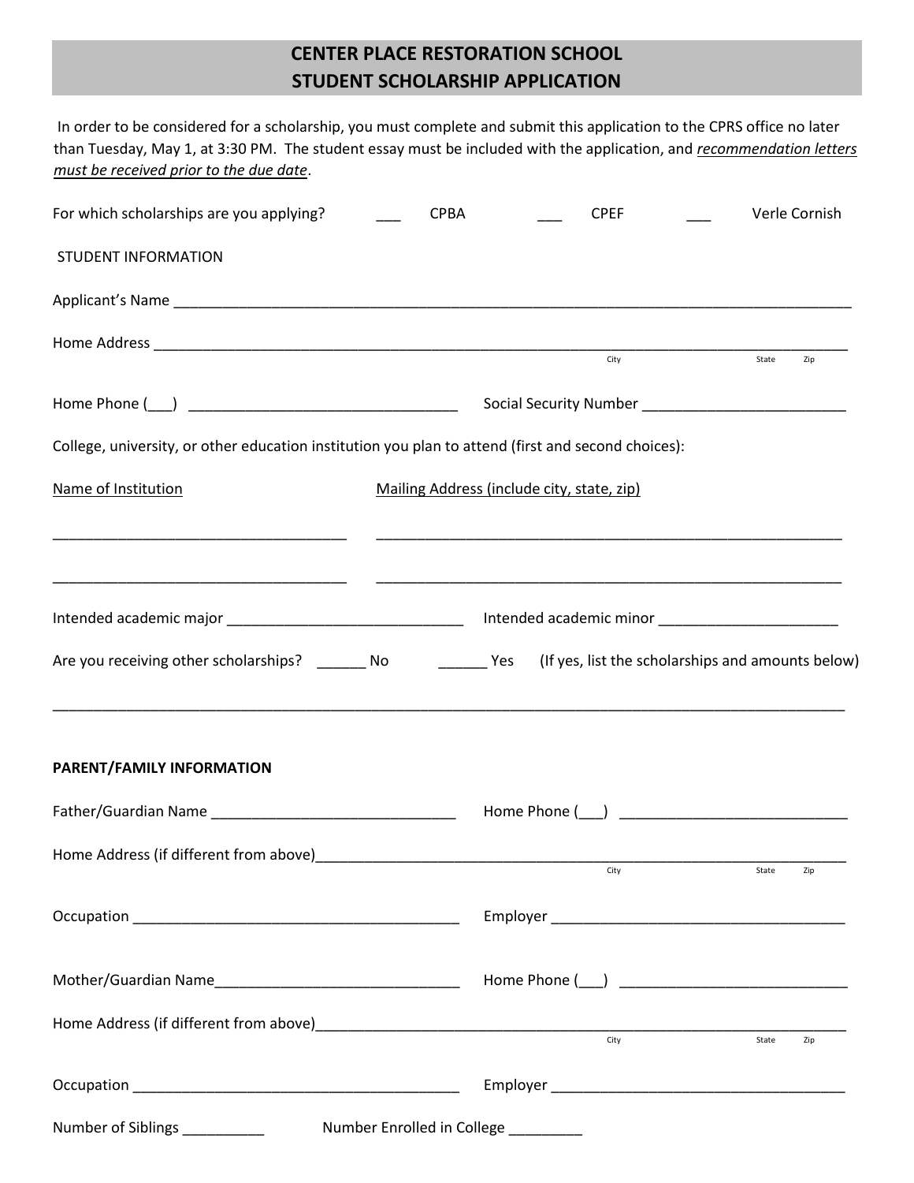# CENTER PLACE RESTORATION SCHOOL
# STUDENT SCHOLARSHIP APPLICATION

In order to be considered for a scholarship, you must complete and submit this application to the CPRS office no later than Tuesday, May 1, at 3:30 PM. The student essay must be included with the application, and *recommendation letters must be received prior to the due date*.

For which scholarships are you applying? ___ CPBA ___ CPEF ___ Verle Cornish

STUDENT INFORMATION

Applicant's Name ________________________________________________________________________________

Home Address ________________________________________________________________________________
City State Zip

Home Phone (___) _________________________________ Social Security Number _________________________

College, university, or other education institution you plan to attend (first and second choices):

Name of Institution | Mailing Address (include city, state, zip)

____________________________________ ___________________________________________________________

____________________________________ ___________________________________________________________

Intended academic major ______________________________ Intended academic minor ______________________

Are you receiving other scholarships? ______ No ______ Yes (If yes, list the scholarships and amounts below)

__________________________________________________________________________________________________

**PARENT/FAMILY INFORMATION**

Father/Guardian Name ______________________________ Home Phone (___) ____________________________

Home Address (if different from above)_____________________________________________________________
City State Zip

Occupation ________________________________________ Employer ____________________________________

Mother/Guardian Name______________________________ Home Phone (___) ____________________________

Home Address (if different from above)_____________________________________________________________
City State Zip

Occupation ________________________________________ Employer ____________________________________

Number of Siblings __________ Number Enrolled in College _________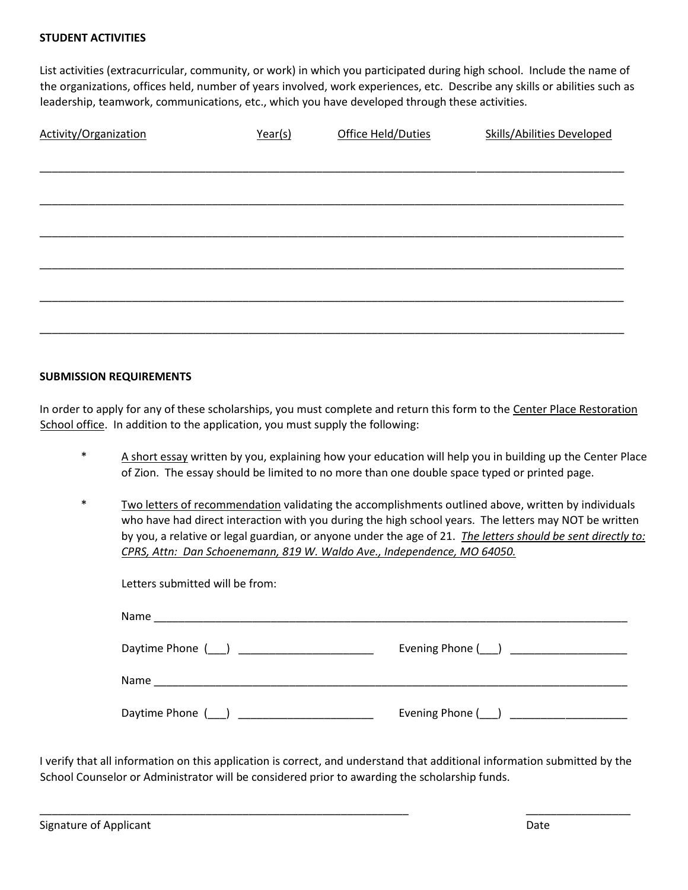**STUDENT ACTIVITIES**

List activities (extracurricular, community, or work) in which you participated during high school. Include the name of the organizations, offices held, number of years involved, work experiences, etc. Describe any skills or abilities such as leadership, teamwork, communications, etc., which you have developed through these activities.

| Activity/Organization | Year(s) | Office Held/Duties | Skills/Abilities Developed |
|---|---|---|---|
| | | | |
| | | | |
| | | | |
| | | | |
| | | | |
| | | | |

**SUBMISSION REQUIREMENTS**

In order to apply for any of these scholarships, you must complete and return this form to the Center Place Restoration School office. In addition to the application, you must supply the following:

* A short essay written by you, explaining how your education will help you in building up the Center Place of Zion. The essay should be limited to no more than one double space typed or printed page.

* Two letters of recommendation validating the accomplishments outlined above, written by individuals who have had direct interaction with you during the high school years. The letters may NOT be written by you, a relative or legal guardian, or anyone under the age of 21. *The letters should be sent directly to: CPRS, Attn: Dan Schoenemann, 819 W. Waldo Ave., Independence, MO 64050.*

  Letters submitted will be from:

  Name ___________________________________________

  Daytime Phone (___) ____________________ Evening Phone (___) ____________________

  Name ___________________________________________

  Daytime Phone (___) ____________________ Evening Phone (___) ____________________

I verify that all information on this application is correct, and understand that additional information submitted by the School Counselor or Administrator will be considered prior to awarding the scholarship funds.

_____________________________________________ ____________________

Signature of Applicant Date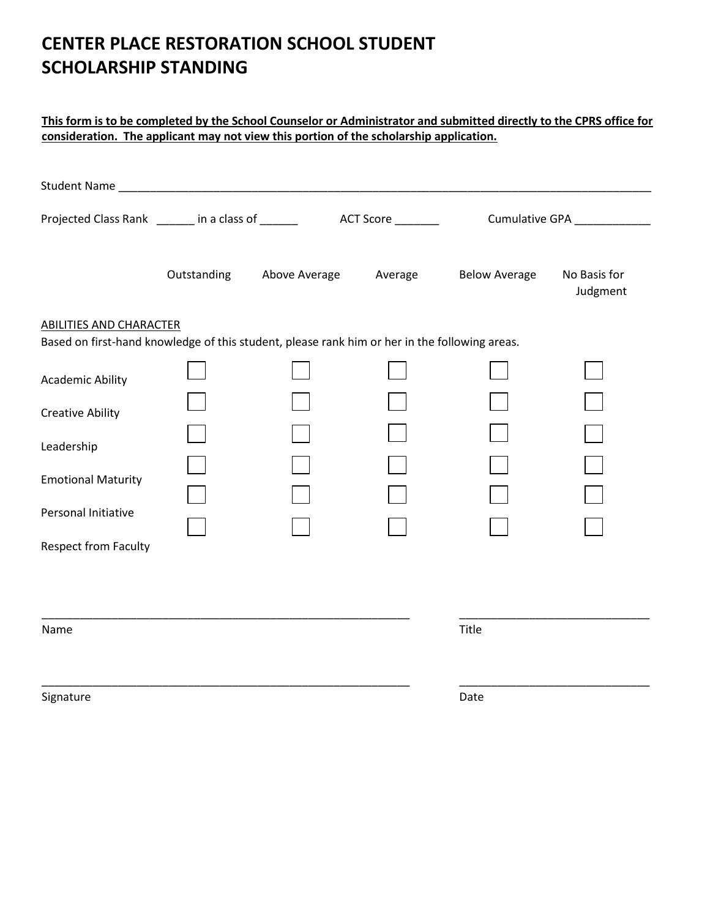# CENTER PLACE RESTORATION SCHOOL STUDENT SCHOLARSHIP STANDING

**This form is to be completed by the School Counselor or Administrator and submitted directly to the CPRS office for consideration. The applicant may not view this portion of the scholarship application.**

Student Name ______________________________________________________________________________

Projected Class Rank ______ in a class of ______ ACT Score _______ Cumulative GPA ____________

ABILITIES AND CHARACTER

Based on first-hand knowledge of this student, please rank him or her in the following areas.

| | Outstanding | Above Average | Average | Below Average | No Basis for Judgment |
|---|---|---|---|---|---|
| Academic Ability | ☐ | ☐ | ☐ | ☐ | ☐ |
| Creative Ability | ☐ | ☐ | ☐ | ☐ | ☐ |
| Leadership | ☐ | ☐ | ☐ | ☐ | ☐ |
| Emotional Maturity | ☐ | ☐ | ☐ | ☐ | ☐ |
| Personal Initiative | ☐ | ☐ | ☐ | ☐ | ☐ |
| Respect from Faculty | ☐ | ☐ | ☐ | ☐ | ☐ |

_____________________________________________ _______________________

Name Title

_____________________________________________ _______________________

Signature Date